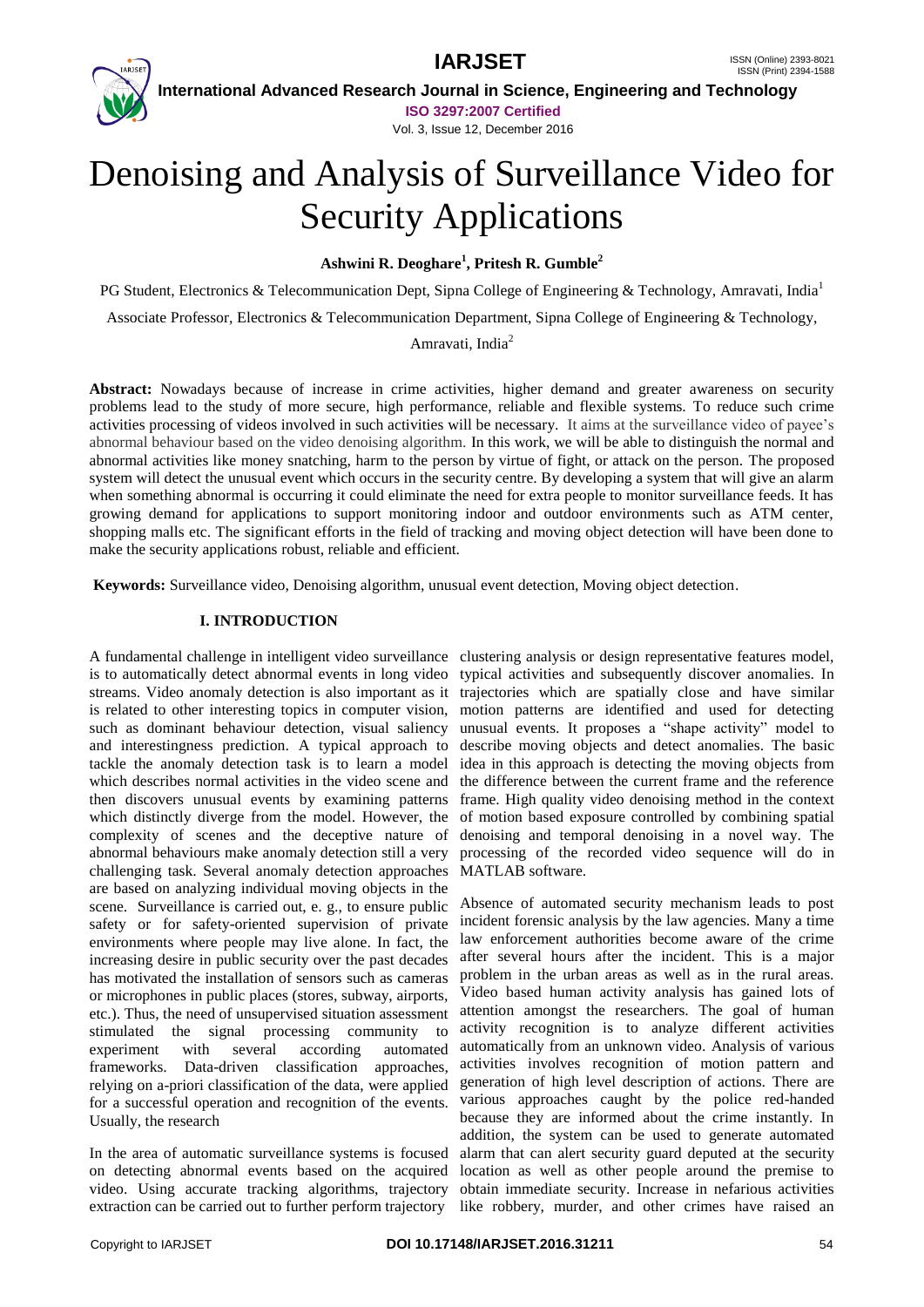# Denoising and Analysis of Surveillance Video for Security Applications

**Ashwini R. Deoghare[1], Pritesh R. Gumble[2]**

PG Student, Electronics & Telecommunication Dept, Sipna College of Engineering & Technology, Amravati, India[1]

Associate Professor, Electronics & Telecommunication Department, Sipna College of Engineering & Technology, Amravati, India[2]

**Abstract:** Nowadays because of increase in crime activities, higher demand and greater awareness on security problems lead to the study of more secure, high performance, reliable and flexible systems. To reduce such crime activities processing of videos involved in such activities will be necessary. It aims at the surveillance video of payee's abnormal behaviour based on the video denoising algorithm. In this work, we will be able to distinguish the normal and abnormal activities like money snatching, harm to the person by virtue of fight, or attack on the person. The proposed system will detect the unusual event which occurs in the security centre. By developing a system that will give an alarm when something abnormal is occurring it could eliminate the need for extra people to monitor surveillance feeds. It has growing demand for applications to support monitoring indoor and outdoor environments such as ATM center, shopping malls etc. The significant efforts in the field of tracking and moving object detection will have been done to make the security applications robust, reliable and efficient.

**Keywords:** Surveillance video, Denoising algorithm, unusual event detection, Moving object detection.

## I. INTRODUCTION

A fundamental challenge in intelligent video surveillance is to automatically detect abnormal events in long video streams. Video anomaly detection is also important as it is related to other interesting topics in computer vision, such as dominant behaviour detection, visual saliency and interestingness prediction. A typical approach to tackle the anomaly detection task is to learn a model which describes normal activities in the video scene and then discovers unusual events by examining patterns which distinctly diverge from the model. However, the complexity of scenes and the deceptive nature of abnormal behaviours make anomaly detection still a very challenging task. Several anomaly detection approaches are based on analyzing individual moving objects in the scene. Surveillance is carried out, e. g., to ensure public safety or for safety-oriented supervision of private environments where people may live alone. In fact, the increasing desire in public security over the past decades has motivated the installation of sensors such as cameras or microphones in public places (stores, subway, airports, etc.). Thus, the need of unsupervised situation assessment stimulated the signal processing community to experiment with several according automated frameworks. Data-driven classification approaches, relying on a-priori classification of the data, were applied for a successful operation and recognition of the events. Usually, the research

In the area of automatic surveillance systems is focused on detecting abnormal events based on the acquired video. Using accurate tracking algorithms, trajectory extraction can be carried out to further perform trajectory clustering analysis or design representative features model, typical activities and subsequently discover anomalies. In trajectories which are spatially close and have similar motion patterns are identified and used for detecting unusual events. It proposes a "shape activity" model to describe moving objects and detect anomalies. The basic idea in this approach is detecting the moving objects from the difference between the current frame and the reference frame. High quality video denoising method in the context of motion based exposure controlled by combining spatial denoising and temporal denoising in a novel way. The processing of the recorded video sequence will do in MATLAB software.

Absence of automated security mechanism leads to post incident forensic analysis by the law agencies. Many a time law enforcement authorities become aware of the crime after several hours after the incident. This is a major problem in the urban areas as well as in the rural areas. Video based human activity analysis has gained lots of attention amongst the researchers. The goal of human activity recognition is to analyze different activities automatically from an unknown video. Analysis of various activities involves recognition of motion pattern and generation of high level description of actions. There are various approaches caught by the police red-handed because they are informed about the crime instantly. In addition, the system can be used to generate automated alarm that can alert security guard deputed at the security location as well as other people around the premise to obtain immediate security. Increase in nefarious activities like robbery, murder, and other crimes have raised an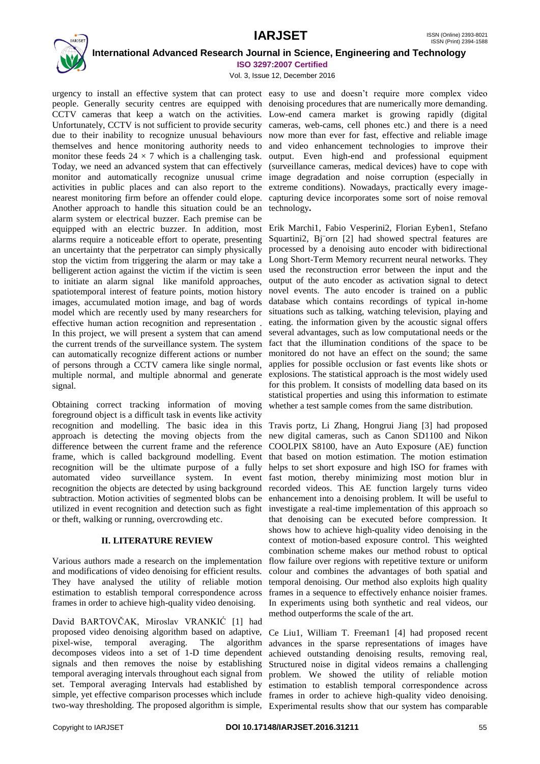urgency to install an effective system that can protect people. Generally security centres are equipped with CCTV cameras that keep a watch on the activities. Unfortunately, CCTV is not sufficient to provide security due to their inability to recognize unusual behaviours themselves and hence monitoring authority needs to monitor these feeds $24 \times 7$ which is a challenging task. Today, we need an advanced system that can effectively monitor and automatically recognize unusual crime activities in public places and can also report to the nearest monitoring firm before an offender could elope. Another approach to handle this situation could be an alarm system or electrical buzzer. Each premise can be equipped with an electric buzzer. In addition, most alarms require a noticeable effort to operate, presenting an uncertainty that the perpetrator can simply physically stop the victim from triggering the alarm or may take a belligerent action against the victim if the victim is seen to initiate an alarm signal like manifold approaches, spatiotemporal interest of feature points, motion history images, accumulated motion image, and bag of words model which are recently used by many researchers for effective human action recognition and representation . In this project, we will present a system that can amend the current trends of the surveillance system. The system can automatically recognize different actions or number of persons through a CCTV camera like single normal, multiple normal, and multiple abnormal and generate signal.

Obtaining correct tracking information of moving foreground object is a difficult task in events like activity recognition and modelling. The basic idea in this approach is detecting the moving objects from the difference between the current frame and the reference frame, which is called background modelling. Event recognition will be the ultimate purpose of a fully automated video surveillance system. In event recognition the objects are detected by using background subtraction. Motion activities of segmented blobs can be utilized in event recognition and detection such as fight or theft, walking or running, overcrowding etc.

## II. LITERATURE REVIEW

Various authors made a research on the implementation and modifications of video denoising for efficient results. They have analysed the utility of reliable motion estimation to establish temporal correspondence across frames in order to achieve high-quality video denoising.

David BARTOVČAK, Miroslav VRANKIĆ [1] had proposed video denoising algorithm based on adaptive, pixel-wise, temporal averaging. The algorithm decomposes videos into a set of 1-D time dependent signals and then removes the noise by establishing temporal averaging intervals throughout each signal from set. Temporal averaging Intervals had established by simple, yet effective comparison processes which include two-way thresholding. The proposed algorithm is simple, easy to use and doesn't require more complex video denoising procedures that are numerically more demanding. Low-end camera market is growing rapidly (digital cameras, web-cams, cell phones etc.) and there is a need now more than ever for fast, effective and reliable image and video enhancement technologies to improve their output. Even high-end and professional equipment (surveillance cameras, medical devices) have to cope with image degradation and noise corruption (especially in extreme conditions). Nowadays, practically every image-capturing device incorporates some sort of noise removal technology**.**

Erik Marchi1, Fabio Vesperini2, Florian Eyben1, Stefano Squartini2, Bj¨orn [2] had showed spectral features are processed by a denoising auto encoder with bidirectional Long Short-Term Memory recurrent neural networks. They used the reconstruction error between the input and the output of the auto encoder as activation signal to detect novel events. The auto encoder is trained on a public database which contains recordings of typical in-home situations such as talking, watching television, playing and eating. the information given by the acoustic signal offers several advantages, such as low computational needs or the fact that the illumination conditions of the space to be monitored do not have an effect on the sound; the same applies for possible occlusion or fast events like shots or explosions. The statistical approach is the most widely used for this problem. It consists of modelling data based on its statistical properties and using this information to estimate whether a test sample comes from the same distribution.

Travis portz, Li Zhang, Hongrui Jiang [3] had proposed new digital cameras, such as Canon SD1100 and Nikon COOLPIX S8100, have an Auto Exposure (AE) function that based on motion estimation. The motion estimation helps to set short exposure and high ISO for frames with fast motion, thereby minimizing most motion blur in recorded videos. This AE function largely turns video enhancement into a denoising problem. It will be useful to investigate a real-time implementation of this approach so that denoising can be executed before compression. It shows how to achieve high-quality video denoising in the context of motion-based exposure control. This weighted combination scheme makes our method robust to optical flow failure over regions with repetitive texture or uniform colour and combines the advantages of both spatial and temporal denoising. Our method also exploits high quality frames in a sequence to effectively enhance noisier frames. In experiments using both synthetic and real videos, our method outperforms the scale of the art.

Ce Liu1, William T. Freeman1 [4] had proposed recent advances in the sparse representations of images have achieved outstanding denoising results, removing real, Structured noise in digital videos remains a challenging problem. We showed the utility of reliable motion estimation to establish temporal correspondence across frames in order to achieve high-quality video denoising. Experimental results show that our system has comparable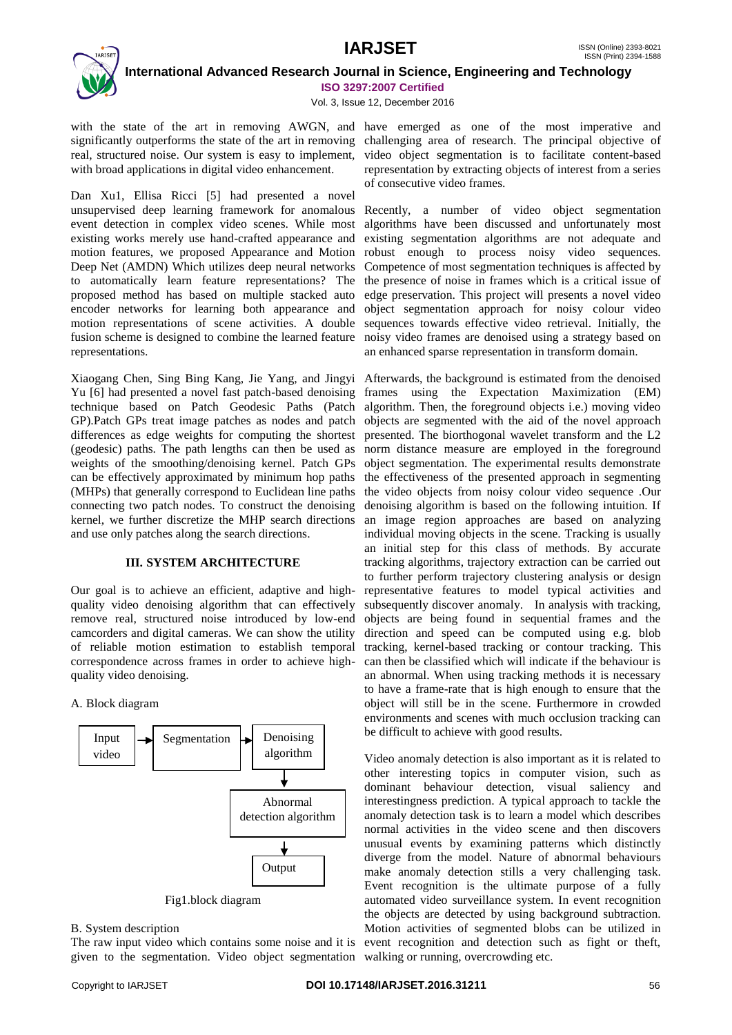with the state of the art in removing AWGN, and significantly outperforms the state of the art in removing real, structured noise. Our system is easy to implement, with broad applications in digital video enhancement.

Dan Xu1, Ellisa Ricci [5] had presented a novel unsupervised deep learning framework for anomalous event detection in complex video scenes. While most existing works merely use hand-crafted appearance and motion features, we proposed Appearance and Motion Deep Net (AMDN) Which utilizes deep neural networks to automatically learn feature representations? The proposed method has based on multiple stacked auto encoder networks for learning both appearance and motion representations of scene activities. A double fusion scheme is designed to combine the learned feature representations.

Xiaogang Chen, Sing Bing Kang, Jie Yang, and Jingyi Yu [6] had presented a novel fast patch-based denoising technique based on Patch Geodesic Paths (Patch GP).Patch GPs treat image patches as nodes and patch differences as edge weights for computing the shortest (geodesic) paths. The path lengths can then be used as weights of the smoothing/denoising kernel. Patch GPs can be effectively approximated by minimum hop paths (MHPs) that generally correspond to Euclidean line paths connecting two patch nodes. To construct the denoising kernel, we further discretize the MHP search directions and use only patches along the search directions.

## III. SYSTEM ARCHITECTURE

Our goal is to achieve an efficient, adaptive and high-quality video denoising algorithm that can effectively remove real, structured noise introduced by low-end camcorders and digital cameras. We can show the utility of reliable motion estimation to establish temporal correspondence across frames in order to achieve high-quality video denoising.

### A. Block diagram

```
Input video → Segmentation → Denoising algorithm
                                    ↓
                       Abnormal detection algorithm
                                    ↓
                                 Output
```

Fig1.block diagram

### B. System description

The raw input video which contains some noise and it is given to the segmentation. Video object segmentation have emerged as one of the most imperative and challenging area of research. The principal objective of video object segmentation is to facilitate content-based representation by extracting objects of interest from a series of consecutive video frames.

Recently, a number of video object segmentation algorithms have been discussed and unfortunately most existing segmentation algorithms are not adequate and robust enough to process noisy video sequences. Competence of most segmentation techniques is affected by the presence of noise in frames which is a critical issue of edge preservation. This project will presents a novel video object segmentation approach for noisy colour video sequences towards effective video retrieval. Initially, the noisy video frames are denoised using a strategy based on an enhanced sparse representation in transform domain.

Afterwards, the background is estimated from the denoised frames using the Expectation Maximization (EM) algorithm. Then, the foreground objects i.e.) moving video objects are segmented with the aid of the novel approach presented. The biorthogonal wavelet transform and the L2 norm distance measure are employed in the foreground object segmentation. The experimental results demonstrate the effectiveness of the presented approach in segmenting the video objects from noisy colour video sequence .Our denoising algorithm is based on the following intuition. If an image region approaches are based on analyzing individual moving objects in the scene. Tracking is usually an initial step for this class of methods. By accurate tracking algorithms, trajectory extraction can be carried out to further perform trajectory clustering analysis or design representative features to model typical activities and subsequently discover anomaly. In analysis with tracking, objects are being found in sequential frames and the direction and speed can be computed using e.g. blob tracking, kernel-based tracking or contour tracking. This can then be classified which will indicate if the behaviour is an abnormal. When using tracking methods it is necessary to have a frame-rate that is high enough to ensure that the object will still be in the scene. Furthermore in crowded environments and scenes with much occlusion tracking can be difficult to achieve with good results.

Video anomaly detection is also important as it is related to other interesting topics in computer vision, such as dominant behaviour detection, visual saliency and interestingness prediction. A typical approach to tackle the anomaly detection task is to learn a model which describes normal activities in the video scene and then discovers unusual events by examining patterns which distinctly diverge from the model. Nature of abnormal behaviours make anomaly detection stills a very challenging task. Event recognition is the ultimate purpose of a fully automated video surveillance system. In event recognition the objects are detected by using background subtraction. Motion activities of segmented blobs can be utilized in event recognition and detection such as fight or theft, walking or running, overcrowding etc.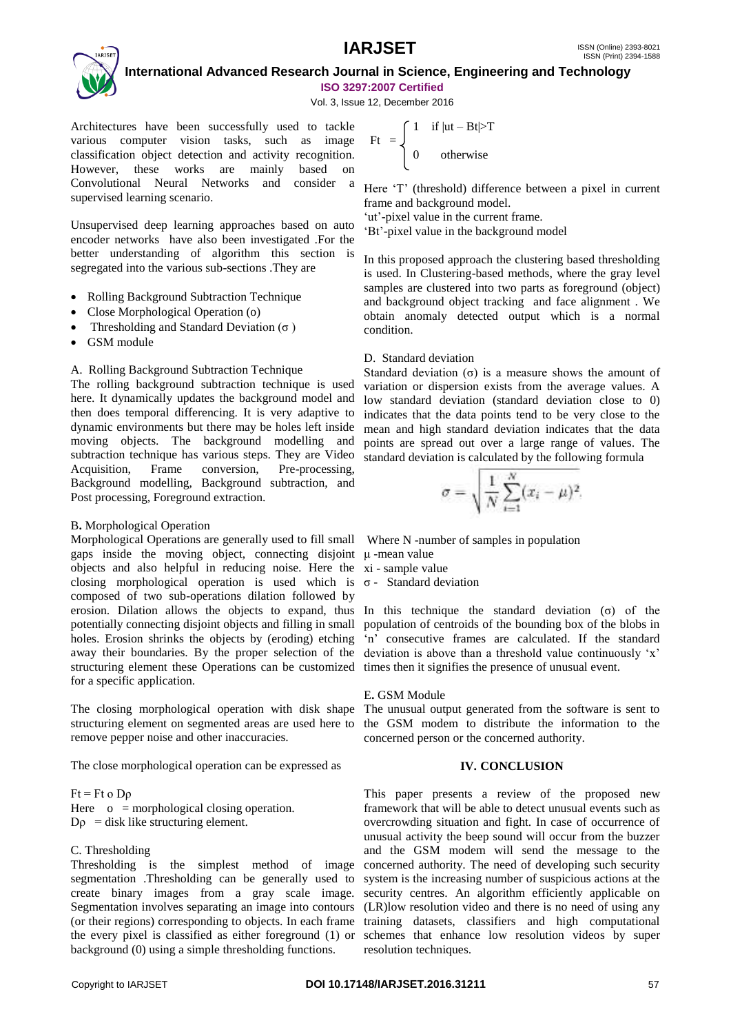Architectures have been successfully used to tackle various computer vision tasks, such as image classification object detection and activity recognition. However, these works are mainly based on Convolutional Neural Networks and consider a supervised learning scenario.

Unsupervised deep learning approaches based on auto encoder networks have also been investigated .For the better understanding of algorithm this section is segregated into the various sub-sections .They are

- Rolling Background Subtraction Technique
- Close Morphological Operation (o)
- Thresholding and Standard Deviation ($\sigma$ )
- GSM module

A. Rolling Background Subtraction Technique

The rolling background subtraction technique is used here. It dynamically updates the background model and then does temporal differencing. It is very adaptive to dynamic environments but there may be holes left inside moving objects. The background modelling and subtraction technique has various steps. They are Video Acquisition, Frame conversion, Pre-processing, Background modelling, Background subtraction, and Post processing, Foreground extraction.

B**.** Morphological Operation

Morphological Operations are generally used to fill small gaps inside the moving object, connecting disjoint objects and also helpful in reducing noise. Here the closing morphological operation is used which is composed of two sub-operations dilation followed by erosion. Dilation allows the objects to expand, thus potentially connecting disjoint objects and filling in small holes. Erosion shrinks the objects by (eroding) etching away their boundaries. By the proper selection of the structuring element these Operations can be customized for a specific application.

The closing morphological operation with disk shape structuring element on segmented areas are used here to remove pepper noise and other inaccuracies.

The close morphological operation can be expressed as

$Ft = Ft \circ D\rho$

Here o = morphological closing operation.

$D\rho$ = disk like structuring element.

C. Thresholding

Thresholding is the simplest method of image segmentation .Thresholding can be generally used to create binary images from a gray scale image. Segmentation involves separating an image into contours (or their regions) corresponding to objects. In each frame the every pixel is classified as either foreground (1) or background (0) using a simple thresholding functions.

$$Ft = \begin{cases} 1 & \text{if } |ut - Bt| > T \\ 0 & \text{otherwise} \end{cases}$$

Here 'T' (threshold) difference between a pixel in current frame and background model.

'ut'-pixel value in the current frame.

'Bt'-pixel value in the background model

In this proposed approach the clustering based thresholding is used. In Clustering-based methods, where the gray level samples are clustered into two parts as foreground (object) and background object tracking and face alignment . We obtain anomaly detected output which is a normal condition.

D. Standard deviation

Standard deviation ($\sigma$) is a measure shows the amount of variation or dispersion exists from the average values. A low standard deviation (standard deviation close to 0) indicates that the data points tend to be very close to the mean and high standard deviation indicates that the data points are spread out over a large range of values. The standard deviation is calculated by the following formula

$$\sigma = \sqrt{\frac{1}{N}\sum_{i=1}^{N}(x_i - \mu)^2}$$

Where N -number of samples in population

$\mu$ -mean value

xi - sample value

$\sigma$ - Standard deviation

In this technique the standard deviation ($\sigma$) of the population of centroids of the bounding box of the blobs in 'n' consecutive frames are calculated. If the standard deviation is above than a threshold value continuously 'x' times then it signifies the presence of unusual event.

E**.** GSM Module

The unusual output generated from the software is sent to the GSM modem to distribute the information to the concerned person or the concerned authority.

## IV. CONCLUSION

This paper presents a review of the proposed new framework that will be able to detect unusual events such as overcrowding situation and fight. In case of occurrence of unusual activity the beep sound will occur from the buzzer and the GSM modem will send the message to the concerned authority. The need of developing such security system is the increasing number of suspicious actions at the security centres. An algorithm efficiently applicable on (LR)low resolution video and there is no need of using any training datasets, classifiers and high computational schemes that enhance low resolution videos by super resolution techniques.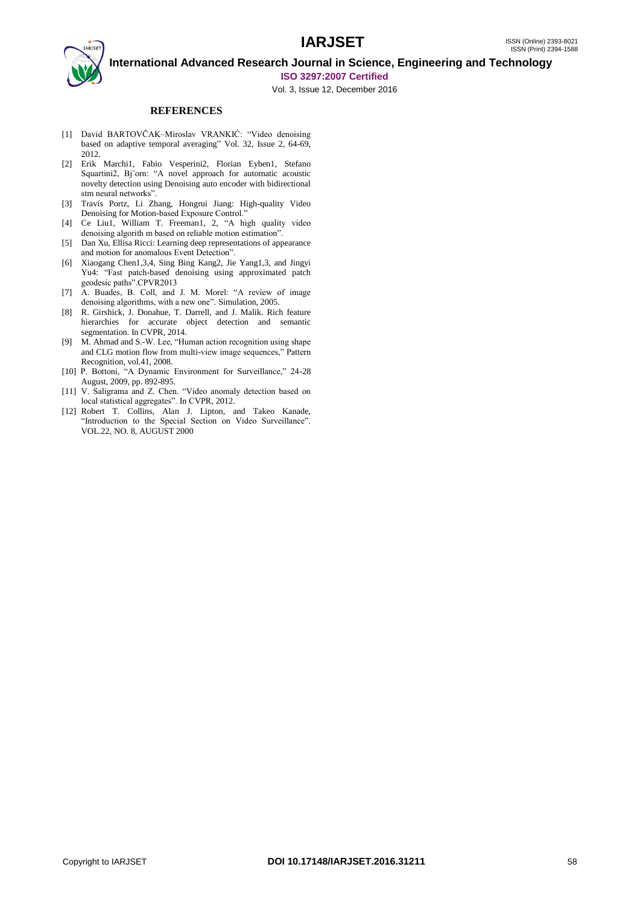## REFERENCES

[1] David BARTOVČAK–Miroslav VRANKIĆ: "Video denoising based on adaptive temporal averaging" Vol. 32, Issue 2, 64-69, 2012.

[2] Erik Marchi1, Fabio Vesperini2, Florian Eyben1, Stefano Squartini2, Bj¨orn: "A novel approach for automatic acoustic novelty detection using Denoising auto encoder with bidirectional stm neural networks".

[3] Travis Portz, Li Zhang, Hongrui Jiang: High-quality Video Denoising for Motion-based Exposure Control."

[4] Ce Liu1, William T. Freeman1, 2, "A high quality video denoising algorith m based on reliable motion estimation".

[5] Dan Xu, Ellisa Ricci: Learning deep representations of appearance and motion for anomalous Event Detection".

[6] Xiaogang Chen1,3,4, Sing Bing Kang2, Jie Yang1,3, and Jingyi Yu4: "Fast patch-based denoising using approximated patch geodesic paths".CPVR2013

[7] A. Buades, B. Coll, and J. M. Morel: "A review of image denoising algorithms, with a new one". Simulation, 2005.

[8] R. Girshick, J. Donahue, T. Darrell, and J. Malik. Rich feature hierarchies for accurate object detection and semantic segmentation. In CVPR, 2014.

[9] M. Ahmad and S.-W. Lee, "Human action recognition using shape and CLG motion flow from multi-view image sequences," Pattern Recognition, vol.41, 2008.

[10] P. Bottoni, "A Dynamic Environment for Surveillance," 24-28 August, 2009, pp. 892-895.

[11] V. Saligrama and Z. Chen. "Video anomaly detection based on local statistical aggregates". In CVPR, 2012.

[12] Robert T. Collins, Alan J. Lipton, and Takeo Kanade, "Introduction to the Special Section on Video Surveillance". VOL.22, NO. 8, AUGUST 2000